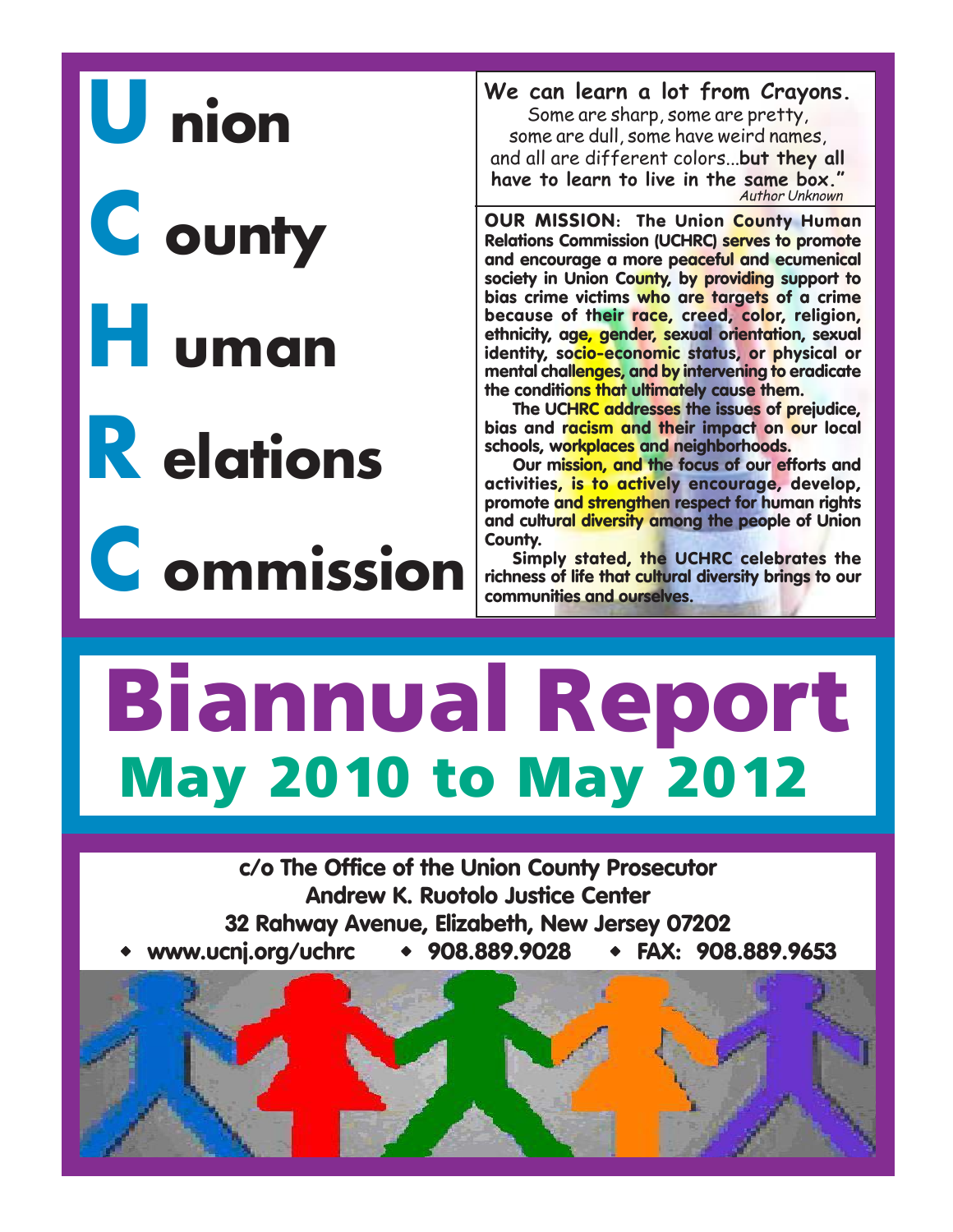# Union County Human Relations Commission

**We can learn a lot from Crayons.** Some are sharp, some are pretty, some are dull, some have weird names, and all are different colors...**but they all have to learn to live in the same box."**

*Author Unknown*

**OUR MISSION: The Union County Human Relations Commission (UCHRC) serves to promote and encourage a more peaceful and ecumenical society in Union County, by providing support to bias crime victims who are targets of a crime because of their race, creed, color, religion, ethnicity, age, gender, sexual orientation, sexual identity, socio-economic status, or physical or mental challenges, and by intervening to eradicate the conditions that ultimately cause them.**

**The UCHRC addresses the issues of prejudice, bias and racism and their impact on our local schools, workplaces and neighborhoods.**

**Our mission, and the focus of our efforts and activities, is to actively encourage, develop, promote and strengthen respect for human rights and cultural diversity among the people of Union County.**

**Simply stated, the UCHRC celebrates the richness of life that cultural diversity brings to our communities and ourselves.**

# Biannual Report

## May 2010 to May 2012

c/o The Office of the Union County Prosecutor
Andrew K. Ruotolo Justice Center
32 Rahway Avenue, Elizabeth, New Jersey 07202

- www.ucnj.org/uchrc
- 908.889.9028
- FAX: 908.889.9653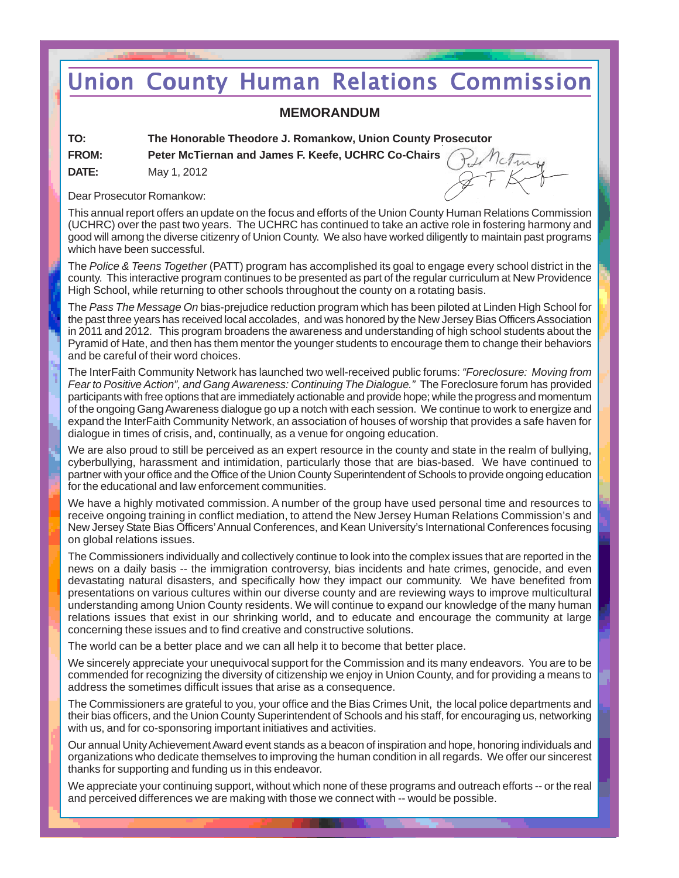# Union County Human Relations Commission

## MEMORANDUM

**TO:** **The Honorable Theodore J. Romankow, Union County Prosecutor**

**FROM:** **Peter McTiernan and James F. Keefe, UCHRC Co-Chairs**

**DATE:** May 1, 2012

Dear Prosecutor Romankow:

This annual report offers an update on the focus and efforts of the Union County Human Relations Commission (UCHRC) over the past two years. The UCHRC has continued to take an active role in fostering harmony and good will among the diverse citizenry of Union County. We also have worked diligently to maintain past programs which have been successful.

The *Police & Teens Together* (PATT) program has accomplished its goal to engage every school district in the county. This interactive program continues to be presented as part of the regular curriculum at New Providence High School, while returning to other schools throughout the county on a rotating basis.

The *Pass The Message On* bias-prejudice reduction program which has been piloted at Linden High School for the past three years has received local accolades, and was honored by the New Jersey Bias Officers Association in 2011 and 2012. This program broadens the awareness and understanding of high school students about the Pyramid of Hate, and then has them mentor the younger students to encourage them to change their behaviors and be careful of their word choices.

The InterFaith Community Network has launched two well-received public forums: *"Foreclosure: Moving from Fear to Positive Action", and Gang Awareness: Continuing The Dialogue."* The Foreclosure forum has provided participants with free options that are immediately actionable and provide hope; while the progress and momentum of the ongoing Gang Awareness dialogue go up a notch with each session. We continue to work to energize and expand the InterFaith Community Network, an association of houses of worship that provides a safe haven for dialogue in times of crisis, and, continually, as a venue for ongoing education.

We are also proud to still be perceived as an expert resource in the county and state in the realm of bullying, cyberbullying, harassment and intimidation, particularly those that are bias-based. We have continued to partner with your office and the Office of the Union County Superintendent of Schools to provide ongoing education for the educational and law enforcement communities.

We have a highly motivated commission. A number of the group have used personal time and resources to receive ongoing training in conflict mediation, to attend the New Jersey Human Relations Commission's and New Jersey State Bias Officers' Annual Conferences, and Kean University's International Conferences focusing on global relations issues.

The Commissioners individually and collectively continue to look into the complex issues that are reported in the news on a daily basis -- the immigration controversy, bias incidents and hate crimes, genocide, and even devastating natural disasters, and specifically how they impact our community. We have benefited from presentations on various cultures within our diverse county and are reviewing ways to improve multicultural understanding among Union County residents. We will continue to expand our knowledge of the many human relations issues that exist in our shrinking world, and to educate and encourage the community at large concerning these issues and to find creative and constructive solutions.

The world can be a better place and we can all help it to become that better place.

We sincerely appreciate your unequivocal support for the Commission and its many endeavors. You are to be commended for recognizing the diversity of citizenship we enjoy in Union County, and for providing a means to address the sometimes difficult issues that arise as a consequence.

The Commissioners are grateful to you, your office and the Bias Crimes Unit, the local police departments and their bias officers, and the Union County Superintendent of Schools and his staff, for encouraging us, networking with us, and for co-sponsoring important initiatives and activities.

Our annual Unity Achievement Award event stands as a beacon of inspiration and hope, honoring individuals and organizations who dedicate themselves to improving the human condition in all regards. We offer our sincerest thanks for supporting and funding us in this endeavor.

We appreciate your continuing support, without which none of these programs and outreach efforts -- or the real and perceived differences we are making with those we connect with -- would be possible.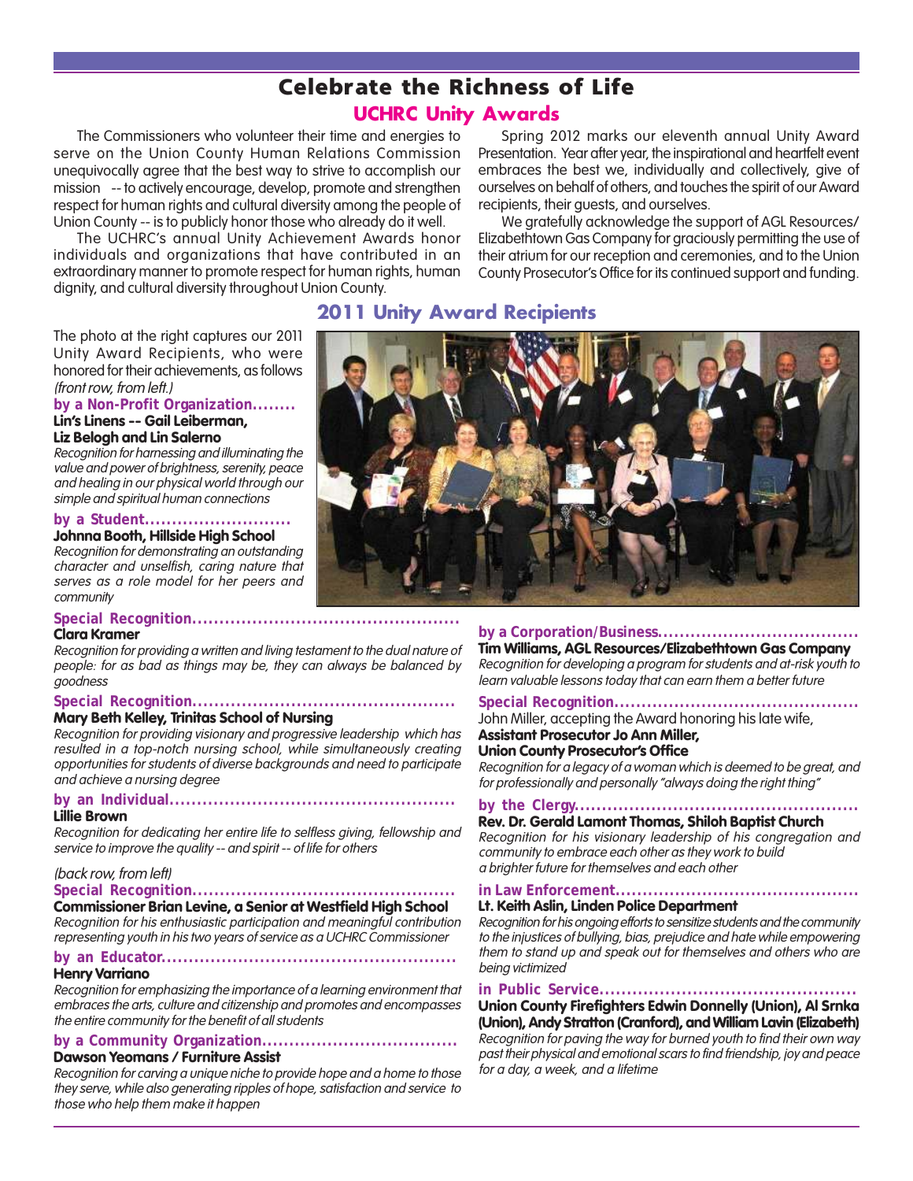# Celebrate the Richness of Life

## UCHRC Unity Awards

The Commissioners who volunteer their time and energies to serve on the Union County Human Relations Commission unequivocally agree that the best way to strive to accomplish our mission -- to actively encourage, develop, promote and strengthen respect for human rights and cultural diversity among the people of Union County -- is to publicly honor those who already do it well.

The UCHRC's annual Unity Achievement Awards honor individuals and organizations that have contributed in an extraordinary manner to promote respect for human rights, human dignity, and cultural diversity throughout Union County.

Spring 2012 marks our eleventh annual Unity Award Presentation. Year after year, the inspirational and heartfelt event embraces the best we, individually and collectively, give of ourselves on behalf of others, and touches the spirit of our Award recipients, their guests, and ourselves.

We gratefully acknowledge the support of AGL Resources/ Elizabethtown Gas Company for graciously permitting the use of their atrium for our reception and ceremonies, and to the Union County Prosecutor's Office for its continued support and funding.

## 2011 Unity Award Recipients

The photo at the right captures our 2011 Unity Award Recipients, who were honored for their achievements, as follows *(front row, from left.)*

**by a Non-Profit Organization........**
**Lin's Linens -- Gail Leiberman, Liz Belogh and Lin Salerno**
*Recognition for harnessing and illuminating the value and power of brightness, serenity, peace and healing in our physical world through our simple and spiritual human connections*

**by a Student..........................**
**Johnna Booth, Hillside High School**
*Recognition for demonstrating an outstanding character and unselfish, caring nature that serves as a role model for her peers and community*

**Special Recognition................................................**
**Clara Kramer**
*Recognition for providing a written and living testament to the dual nature of people: for as bad as things may be, they can always be balanced by goodness*

**Special Recognition..............................................**
**Mary Beth Kelley, Trinitas School of Nursing**
*Recognition for providing visionary and progressive leadership which has resulted in a top-notch nursing school, while simultaneously creating opportunities for students of diverse backgrounds and need to participate and achieve a nursing degree*

**by an Individual...................................................**
**Lillie Brown**
*Recognition for dedicating her entire life to selfless giving, fellowship and service to improve the quality -- and spirit -- of life for others*

*(back row, from left)*

**Special Recognition...............................................**
**Commissioner Brian Levine, a Senior at Westfield High School**
*Recognition for his enthusiastic participation and meaningful contribution representing youth in his two years of service as a UCHRC Commissioner*

**by an Educator....................................................**
**Henry Varriano**
*Recognition for emphasizing the importance of a learning environment that embraces the arts, culture and citizenship and promotes and encompasses the entire community for the benefit of all students*

**by a Community Organization...................................**
**Dawson Yeomans / Furniture Assist**
*Recognition for carving a unique niche to provide hope and a home to those they serve, while also generating ripples of hope, satisfaction and service to those who help them make it happen*

**by a Corporation/Business...................................**
**Tim Williams, AGL Resources/Elizabethtown Gas Company**
*Recognition for developing a program for students and at-risk youth to learn valuable lessons today that can earn them a better future*

**Special Recognition...........................................**
John Miller, accepting the Award honoring his late wife,
**Assistant Prosecutor Jo Ann Miller, Union County Prosecutor's Office**
*Recognition for a legacy of a woman which is deemed to be great, and for professionally and personally "always doing the right thing"*

**by the Clergy..................................................**
**Rev. Dr. Gerald Lamont Thomas, Shiloh Baptist Church**
*Recognition for his visionary leadership of his congregation and community to embrace each other as they work to build a brighter future for themselves and each other*

**in Law Enforcement...........................................**
**Lt. Keith Aslin, Linden Police Department**
*Recognition for his ongoing efforts to sensitize students and the community to the injustices of bullying, bias, prejudice and hate while empowering them to stand up and speak out for themselves and others who are being victimized*

**in Public Service..............................................**
**Union County Firefighters Edwin Donnelly (Union), Al Srnka (Union), Andy Stratton (Cranford), and William Lavin (Elizabeth)**
*Recognition for paving the way for burned youth to find their own way past their physical and emotional scars to find friendship, joy and peace for a day, a week, and a lifetime*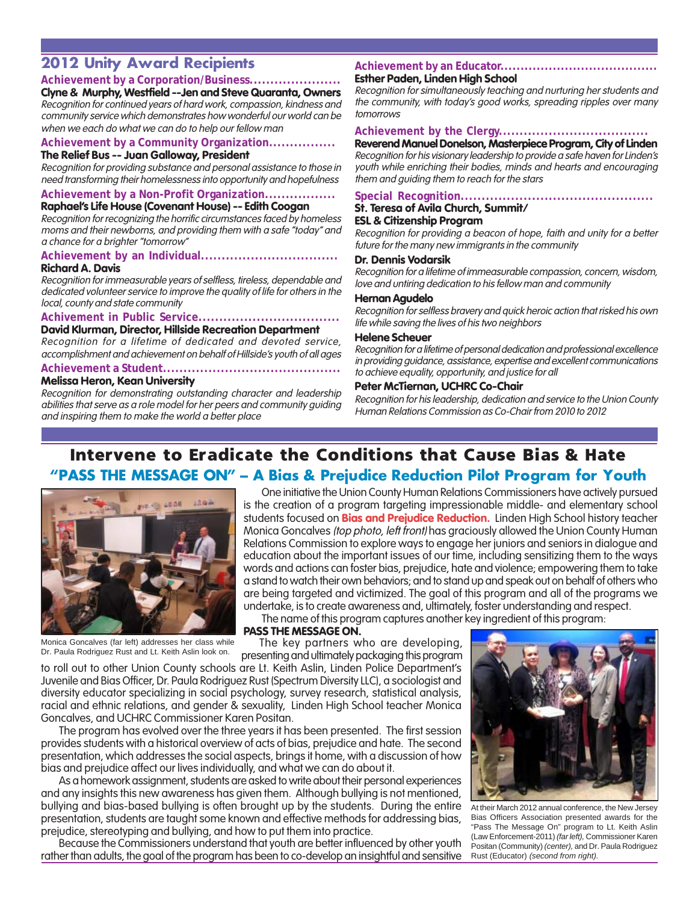## 2012 Unity Award Recipients

**Achievement by a Corporation/Business......................**

**Clyne & Murphy, Westfield --Jen and Steve Quaranta, Owners**

*Recognition for continued years of hard work, compassion, kindness and community service which demonstrates how wonderful our world can be when we each do what we can do to help our fellow man*

**Achievement by a Community Organization................**

**The Relief Bus -- Juan Galloway, President**

*Recognition for providing substance and personal assistance to those in need transforming their homelessness into opportunity and hopefulness*

**Achievement by a Non-Profit Organization.................**

**Raphael's Life House (Covenant House) -- Edith Coogan**

*Recognition for recognizing the horrific circumstances faced by homeless moms and their newborns, and providing them with a safe "today" and a chance for a brighter "tomorrow"*

**Achievement by an Individual.................................**

**Richard A. Davis**

*Recognition for immeasurable years of selfless, tireless, dependable and dedicated volunteer service to improve the quality of life for others in the local, county and state community*

**Achievement in Public Service..................................**

**David Klurman, Director, Hillside Recreation Department**

*Recognition for a lifetime of dedicated and devoted service, accomplishment and achievement on behalf of Hillside's youth of all ages*

**Achievement a Student..........................................**

**Melissa Heron, Kean University**

*Recognition for demonstrating outstanding character and leadership abilities that serve as a role model for her peers and community guiding and inspiring them to make the world a better place*

**Achievement by an Educator......................................**

**Esther Paden, Linden High School**

*Recognition for simultaneously teaching and nurturing her students and the community, with today's good works, spreading ripples over many tomorrows*

**Achievement by the Clergy...................................**

**Reverend Manuel Donelson, Masterpiece Program, City of Linden**

*Recognition for his visionary leadership to provide a safe haven for Linden's youth while enriching their bodies, minds and hearts and encouraging them and guiding them to reach for the stars*

**Special Recognition.............................................**

**St. Teresa of Avila Church, Summit/ ESL & Citizenship Program**

*Recognition for providing a beacon of hope, faith and unity for a better future for the many new immigrants in the community*

**Dr. Dennis Vodarsik**

*Recognition for a lifetime of immeasurable compassion, concern, wisdom, love and untiring dedication to his fellow man and community*

**Hernan Agudelo**

*Recognition for selfless bravery and quick heroic action that risked his own life while saving the lives of his two neighbors*

**Helene Scheuer**

*Recognition for a lifetime of personal dedication and professional excellence in providing guidance, assistance, expertise and excellent communications to achieve equality, opportunity, and justice for all*

**Peter McTiernan, UCHRC Co-Chair**

*Recognition for his leadership, dedication and service to the Union County Human Relations Commission as Co-Chair from 2010 to 2012*

## Intervene to Eradicate the Conditions that Cause Bias & Hate

### "PASS THE MESSAGE ON" – A Bias & Prejudice Reduction Pilot Program for Youth

Monica Goncalves (far left) addresses her class while Dr. Paula Rodriguez Rust and Lt. Keith Aslin look on.

One initiative the Union County Human Relations Commissioners have actively pursued is the creation of a program targeting impressionable middle- and elementary school students focused on **Bias and Prejudice Reduction.** Linden High School history teacher Monica Goncalves *(top photo, left front)* has graciously allowed the Union County Human Relations Commission to explore ways to engage her juniors and seniors in dialogue and education about the important issues of our time, including sensitizing them to the ways words and actions can foster bias, prejudice, hate and violence; empowering them to take a stand to watch their own behaviors; and to stand up and speak out on behalf of others who are being targeted and victimized. The goal of this program and all of the programs we undertake, is to create awareness and, ultimately, foster understanding and respect.

The name of this program captures another key ingredient of this program: **PASS THE MESSAGE ON.**

The key partners who are developing, presenting and ultimately packaging this program to roll out to other Union County schools are Lt. Keith Aslin, Linden Police Department's Juvenile and Bias Officer, Dr. Paula Rodriguez Rust (Spectrum Diversity LLC), a sociologist and diversity educator specializing in social psychology, survey research, statistical analysis, racial and ethnic relations, and gender & sexuality, Linden High School teacher Monica Goncalves, and UCHRC Commissioner Karen Positan.

The program has evolved over the three years it has been presented. The first session provides students with a historical overview of acts of bias, prejudice and hate. The second presentation, which addresses the social aspects, brings it home, with a discussion of how bias and prejudice affect our lives individually, and what we can do about it.

As a homework assignment, students are asked to write about their personal experiences and any insights this new awareness has given them. Although bullying is not mentioned, bullying and bias-based bullying is often brought up by the students. During the entire presentation, students are taught some known and effective methods for addressing bias, prejudice, stereotyping and bullying, and how to put them into practice.

Because the Commissioners understand that youth are better influenced by other youth rather than adults, the goal of the program has been to co-develop an insightful and sensitive

At their March 2012 annual conference, the New Jersey Bias Officers Association presented awards for the "Pass The Message On" program to Lt. Keith Aslin (Law Enforcement-2011) *(far left)*, Commissioner Karen Positan (Community) *(center)*, and Dr. Paula Rodriguez Rust (Educator) *(second from right)*.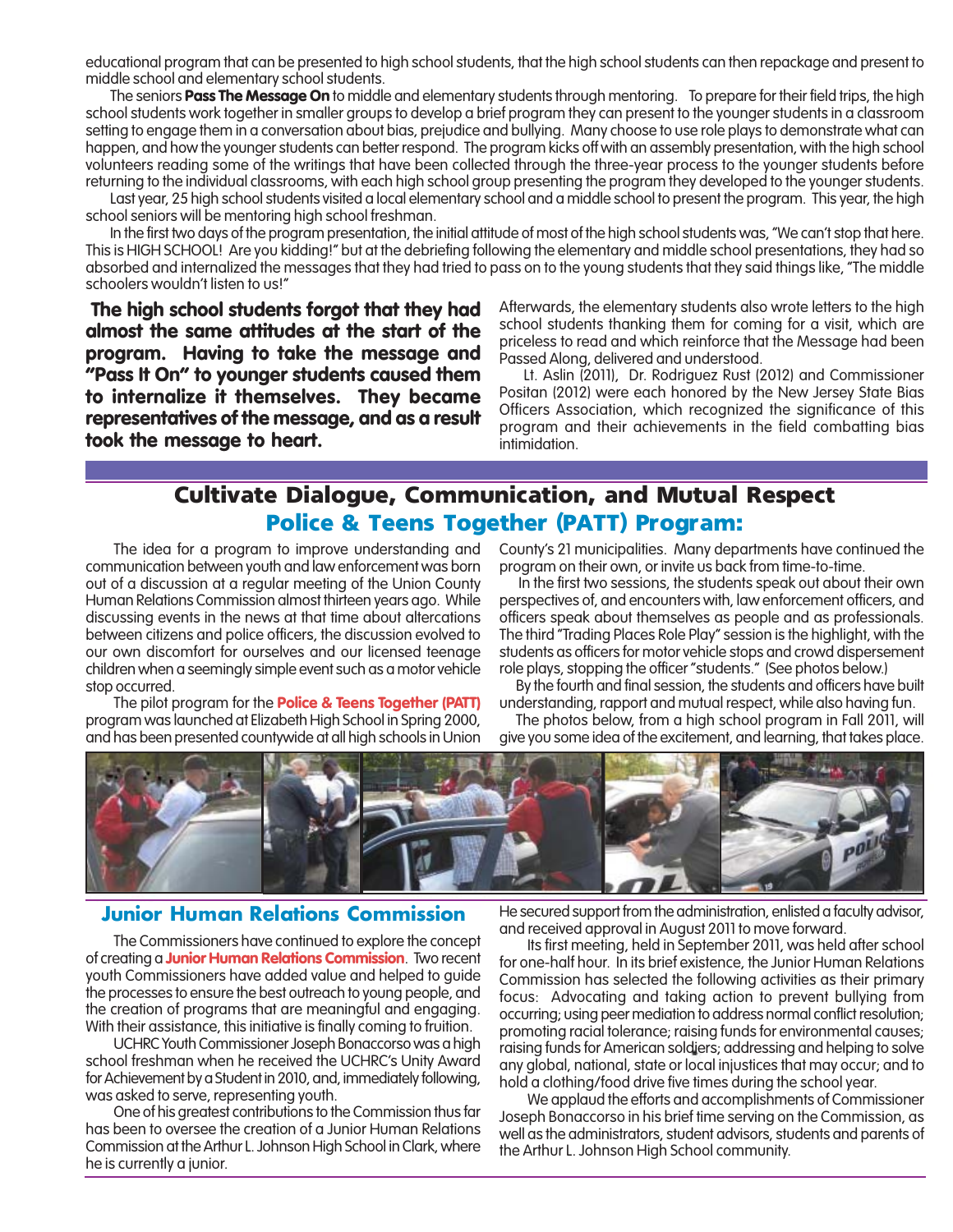educational program that can be presented to high school students, that the high school students can then repackage and present to middle school and elementary school students.

The seniors **Pass The Message On** to middle and elementary students through mentoring. To prepare for their field trips, the high school students work together in smaller groups to develop a brief program they can present to the younger students in a classroom setting to engage them in a conversation about bias, prejudice and bullying. Many choose to use role plays to demonstrate what can happen, and how the younger students can better respond. The program kicks off with an assembly presentation, with the high school volunteers reading some of the writings that have been collected through the three-year process to the younger students before returning to the individual classrooms, with each high school group presenting the program they developed to the younger students.

Last year, 25 high school students visited a local elementary school and a middle school to present the program. This year, the high school seniors will be mentoring high school freshman.

In the first two days of the program presentation, the initial attitude of most of the high school students was, "We can't stop that here. This is HIGH SCHOOL! Are you kidding!" but at the debriefing following the elementary and middle school presentations, they had so absorbed and internalized the messages that they had tried to pass on to the young students that they said things like, "The middle schoolers wouldn't listen to us!"

**The high school students forgot that they had almost the same attitudes at the start of the program. Having to take the message and "Pass It On" to younger students caused them to internalize it themselves. They became representatives of the message, and as a result took the message to heart.**

Afterwards, the elementary students also wrote letters to the high school students thanking them for coming for a visit, which are priceless to read and which reinforce that the Message had been Passed Along, delivered and understood.

Lt. Aslin (2011), Dr. Rodriguez Rust (2012) and Commissioner Positan (2012) were each honored by the New Jersey State Bias Officers Association, which recognized the significance of this program and their achievements in the field combatting bias intimidation.

## Cultivate Dialogue, Communication, and Mutual Respect

## Police & Teens Together (PATT) Program:

The idea for a program to improve understanding and communication between youth and law enforcement was born out of a discussion at a regular meeting of the Union County Human Relations Commission almost thirteen years ago. While discussing events in the news at that time about altercations between citizens and police officers, the discussion evolved to our own discomfort for ourselves and our licensed teenage children when a seemingly simple event such as a motor vehicle stop occurred.

The pilot program for the **Police & Teens Together (PATT)** program was launched at Elizabeth High School in Spring 2000, and has been presented countywide at all high schools in Union County's 21 municipalities. Many departments have continued the program on their own, or invite us back from time-to-time.

In the first two sessions, the students speak out about their own perspectives of, and encounters with, law enforcement officers, and officers speak about themselves as people and as professionals. The third "Trading Places Role Play" session is the highlight, with the students as officers for motor vehicle stops and crowd dispersement role plays, stopping the officer "students." (See photos below.)

By the fourth and final session, the students and officers have built understanding, rapport and mutual respect, while also having fun.

The photos below, from a high school program in Fall 2011, will give you some idea of the excitement, and learning, that takes place.

### Junior Human Relations Commission

The Commissioners have continued to explore the concept of creating a **Junior Human Relations Commission**. Two recent youth Commissioners have added value and helped to guide the processes to ensure the best outreach to young people, and the creation of programs that are meaningful and engaging. With their assistance, this initiative is finally coming to fruition.

UCHRC Youth Commissioner Joseph Bonaccorso was a high school freshman when he received the UCHRC's Unity Award for Achievement by a Student in 2010, and, immediately following, was asked to serve, representing youth.

One of his greatest contributions to the Commission thus far has been to oversee the creation of a Junior Human Relations Commission at the Arthur L. Johnson High School in Clark, where he is currently a junior. He secured support from the administration, enlisted a faculty advisor, and received approval in August 2011 to move forward.

Its first meeting, held in September 2011, was held after school for one-half hour. In its brief existence, the Junior Human Relations Commission has selected the following activities as their primary focus: Advocating and taking action to prevent bullying from occurring; using peer mediation to address normal conflict resolution; promoting racial tolerance; raising funds for environmental causes; raising funds for American soldiers; addressing and helping to solve any global, national, state or local injustices that may occur; and to hold a clothing/food drive five times during the school year.

We applaud the efforts and accomplishments of Commissioner Joseph Bonaccorso in his brief time serving on the Commission, as well as the administrators, student advisors, students and parents of the Arthur L. Johnson High School community.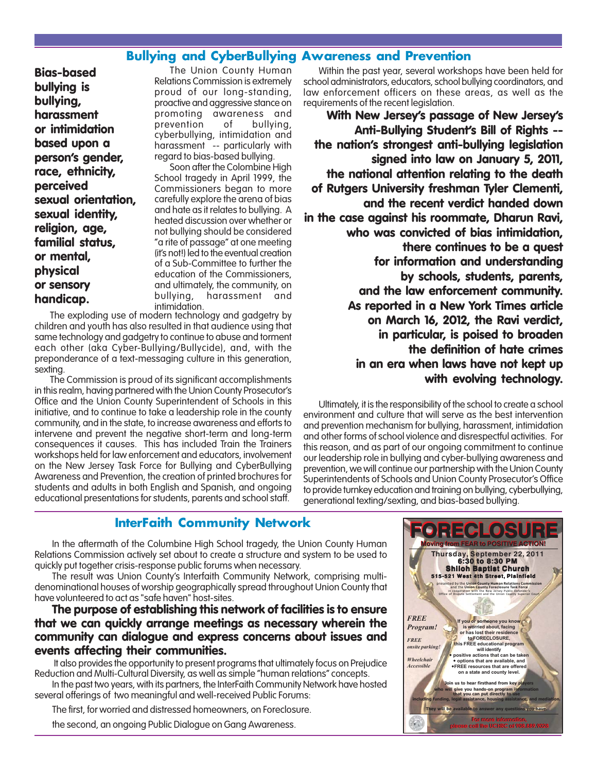## Bullying and CyberBullying Awareness and Prevention

**Bias-based bullying is bullying, harassment or intimidation based upon a person's gender, race, ethnicity, perceived sexual orientation, sexual identity, religion, age, familial status, or mental, physical or sensory handicap.**

The Union County Human Relations Commission is extremely proud of our long-standing, proactive and aggressive stance on promoting awareness and prevention of bullying, cyberbullying, intimidation and harassment -- particularly with regard to bias-based bullying.

Soon after the Colombine High School tragedy in April 1999, the Commissioners began to more carefully explore the arena of bias and hate as it relates to bullying. A heated discussion over whether or not bullying should be considered "a rite of passage" at one meeting (it's not!) led to the eventual creation of a Sub-Committee to further the education of the Commissioners, and ultimately, the community, on bullying, harassment and intimidation.

The exploding use of modern technology and gadgetry by children and youth has also resulted in that audience using that same technology and gadgetry to continue to abuse and torment each other (aka Cyber-Bullying/Bullycide), and, with the preponderance of a text-messaging culture in this generation, sexting.

The Commission is proud of its significant accomplishments in this realm, having partnered with the Union County Prosecutor's Office and the Union County Superintendent of Schools in this initiative, and to continue to take a leadership role in the county community, and in the state, to increase awareness and efforts to intervene and prevent the negative short-term and long-term consequences it causes. This has included Train the Trainers workshops held for law enforcement and educators, involvement on the New Jersey Task Force for Bullying and CyberBullying Awareness and Prevention, the creation of printed brochures for students and adults in both English and Spanish, and ongoing educational presentations for students, parents and school staff.

Within the past year, several workshops have been held for school administrators, educators, school bullying coordinators, and law enforcement officers on these areas, as well as the requirements of the recent legislation.

**With New Jersey's passage of New Jersey's Anti-Bullying Student's Bill of Rights -- the nation's strongest anti-bullying legislation signed into law on January 5, 2011, the national attention relating to the death of Rutgers University freshman Tyler Clementi, and the recent verdict handed down in the case against his roommate, Dharun Ravi, who was convicted of bias intimidation, there continues to be a quest for information and understanding by schools, students, parents, and the law enforcement community. As reported in a New York Times article on March 16, 2012, the Ravi verdict, in particular, is poised to broaden the definition of hate crimes in an era when laws have not kept up with evolving technology.**

Ultimately, it is the responsibility of the school to create a school environment and culture that will serve as the best intervention and prevention mechanism for bullying, harassment, intimidation and other forms of school violence and disrespectful activities. For this reason, and as part of our ongoing commitment to continue our leadership role in bullying and cyber-bullying awareness and prevention, we will continue our partnership with the Union County Superintendents of Schools and Union County Prosecutor's Office to provide turnkey education and training on bullying, cyberbullying, generational texting/sexting, and bias-based bullying.

## InterFaith Community Network

In the aftermath of the Columbine High School tragedy, the Union County Human Relations Commission actively set about to create a structure and system to be used to quickly put together crisis-response public forums when necessary.

The result was Union County's Interfaith Community Network, comprising multi-denominational houses of worship geographically spread throughout Union County that have volunteered to act as "safe haven" host-sites.

**The purpose of establishing this network of facilities is to ensure that we can quickly arrange meetings as necessary wherein the community can dialogue and express concerns about issues and events affecting their communities.**

It also provides the opportunity to present programs that ultimately focus on Prejudice Reduction and Multi-Cultural Diversity, as well as simple "human relations" concepts.

In the past two years, with its partners, the InterFaith Community Network have hosted several offerings of two meaningful and well-received Public Forums:

The first, for worried and distressed homeowners, on Foreclosure.

the second, an ongoing Public Dialogue on Gang Awareness.

**FORECLOSURE**

**Moving from FEAR to POSITIVE ACTION!**

**Thursday, September 22, 2011**
**6:30 to 8:30 PM**
**Shiloh Baptist Church**
**515-521 West 4th Street, Plainfield**

presented by the Union County Human Relations Commission and the Union County Foreclosure Task Force in cooperation with the New Jersey Public Defender's Office of Dispute Settlement and the Union County Superior Court

*FREE Program!*

*FREE onsite parking!*

*Wheelchair Accessible*

If you or someone you know is worried about, facing or has lost their residence to FORECLOSURE, this FREE educational program will identify
- positive actions that can be taken
- options that are available, and
- FREE resources that are offered on a state and county level.

Join us to hear firsthand from key players who will give you hands-on program information that you can put directly to use including funding, legal assistance, housing assistance, and mediation.

They will be available to answer any questions you have.

For more information, please call the UCHRC at 908.889.9828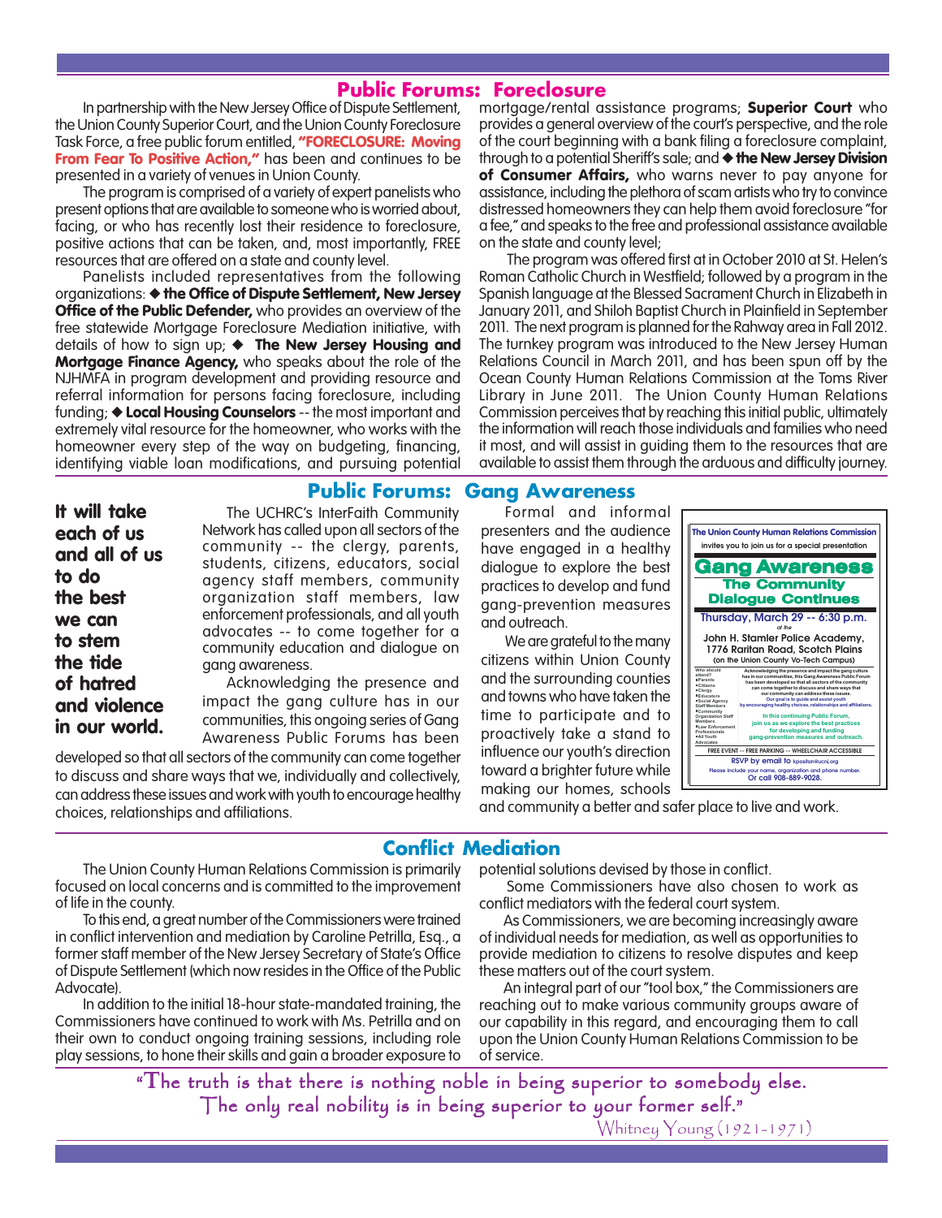## Public Forums: Foreclosure

In partnership with the New Jersey Office of Dispute Settlement, the Union County Superior Court, and the Union County Foreclosure Task Force, a free public forum entitled, **"FORECLOSURE: Moving From Fear To Positive Action,"** has been and continues to be presented in a variety of venues in Union County.

The program is comprised of a variety of expert panelists who present options that are available to someone who is worried about, facing, or who has recently lost their residence to foreclosure, positive actions that can be taken, and, most importantly, FREE resources that are offered on a state and county level.

Panelists included representatives from the following organizations: ◆ **the Office of Dispute Settlement, New Jersey Office of the Public Defender,** who provides an overview of the free statewide Mortgage Foreclosure Mediation initiative, with details of how to sign up; ◆ **The New Jersey Housing and Mortgage Finance Agency,** who speaks about the role of the NJHMFA in program development and providing resource and referral information for persons facing foreclosure, including funding; ◆ **Local Housing Counselors** -- the most important and extremely vital resource for the homeowner, who works with the homeowner every step of the way on budgeting, financing, identifying viable loan modifications, and pursuing potential mortgage/rental assistance programs; **Superior Court** who provides a general overview of the court's perspective, and the role of the court beginning with a bank filing a foreclosure complaint, through to a potential Sheriff's sale; and ◆ **the New Jersey Division of Consumer Affairs,** who warns never to pay anyone for assistance, including the plethora of scam artists who try to convince distressed homeowners they can help them avoid foreclosure "for a fee," and speaks to the free and professional assistance available on the state and county level;

The program was offered first at in October 2010 at St. Helen's Roman Catholic Church in Westfield; followed by a program in the Spanish language at the Blessed Sacrament Church in Elizabeth in January 2011, and Shiloh Baptist Church in Plainfield in September 2011. The next program is planned for the Rahway area in Fall 2012. The turnkey program was introduced to the New Jersey Human Relations Council in March 2011, and has been spun off by the Ocean County Human Relations Commission at the Toms River Library in June 2011. The Union County Human Relations Commission perceives that by reaching this initial public, ultimately the information will reach those individuals and families who need it most, and will assist in guiding them to the resources that are available to assist them through the arduous and difficulty journey.

## Public Forums: Gang Awareness

**It will take each of us and all of us to do the best we can to stem the tide of hatred and violence in our world.**

The UCHRC's InterFaith Community Network has called upon all sectors of the community -- the clergy, parents, students, citizens, educators, social agency staff members, community organization staff members, law enforcement professionals, and all youth advocates -- to come together for a community education and dialogue on gang awareness.

Acknowledging the presence and impact the gang culture has in our communities, this ongoing series of Gang Awareness Public Forums has been developed so that all sectors of the community can come together to discuss and share ways that we, individually and collectively, can address these issues and work with youth to encourage healthy choices, relationships and affiliations.

Formal and informal presenters and the audience have engaged in a healthy dialogue to explore the best practices to develop and fund gang-prevention measures and outreach.

We are grateful to the many citizens within Union County and the surrounding counties and towns who have taken the time to participate and to proactively take a stand to influence our youth's direction toward a brighter future while making our homes, schools and community a better and safer place to live and work.

**The Union County Human Relations Commission**
invites you to join us for a special presentation

**Gang Awareness**
**The Community Dialogue Continues**

**Thursday, March 29 -- 6:30 p.m.**
*at the*
**John H. Stamler Police Academy, 1776 Raritan Road, Scotch Plains**
(on the Union County Vo-Tech Campus)

Who should attend?
• Parents
• Citizens
• Clergy
• Educators
• Social Agency Staff Members
• Community Organization Staff Members
• Law Enforcement Professionals
• All Youth Advocates

Acknowledging the presence and impact the gang culture has in our communities, this Gang Awareness Public Forum has been developed so that all sectors of the community can come together to discuss and share ways that our community can address these issues. Our goal is to guide and assist youth by encouraging healthy choices, relationships and affiliations.

In this continuing Public Forum, join us as we explore the best practices for developing and funding gang-prevention measures and outreach.

FREE EVENT -- FREE PARKING -- WHEELCHAIR ACCESSIBLE

RSVP by email to kpositan@ucnj.org
Please include your name, organization and phone number.
Or call 908-889-9028.

## Conflict Mediation

The Union County Human Relations Commission is primarily focused on local concerns and is committed to the improvement of life in the county.

To this end, a great number of the Commissioners were trained in conflict intervention and mediation by Caroline Petrilla, Esq., a former staff member of the New Jersey Secretary of State's Office of Dispute Settlement (which now resides in the Office of the Public Advocate).

In addition to the initial 18-hour state-mandated training, the Commissioners have continued to work with Ms. Petrilla and on their own to conduct ongoing training sessions, including role play sessions, to hone their skills and gain a broader exposure to potential solutions devised by those in conflict.

Some Commissioners have also chosen to work as conflict mediators with the federal court system.

As Commissioners, we are becoming increasingly aware of individual needs for mediation, as well as opportunities to provide mediation to citizens to resolve disputes and keep these matters out of the court system.

An integral part of our "tool box," the Commissioners are reaching out to make various community groups aware of our capability in this regard, and encouraging them to call upon the Union County Human Relations Commission to be of service.

*"The truth is that there is nothing noble in being superior to somebody else. The only real nobility is in being superior to your former self."*

Whitney Young (1921-1971)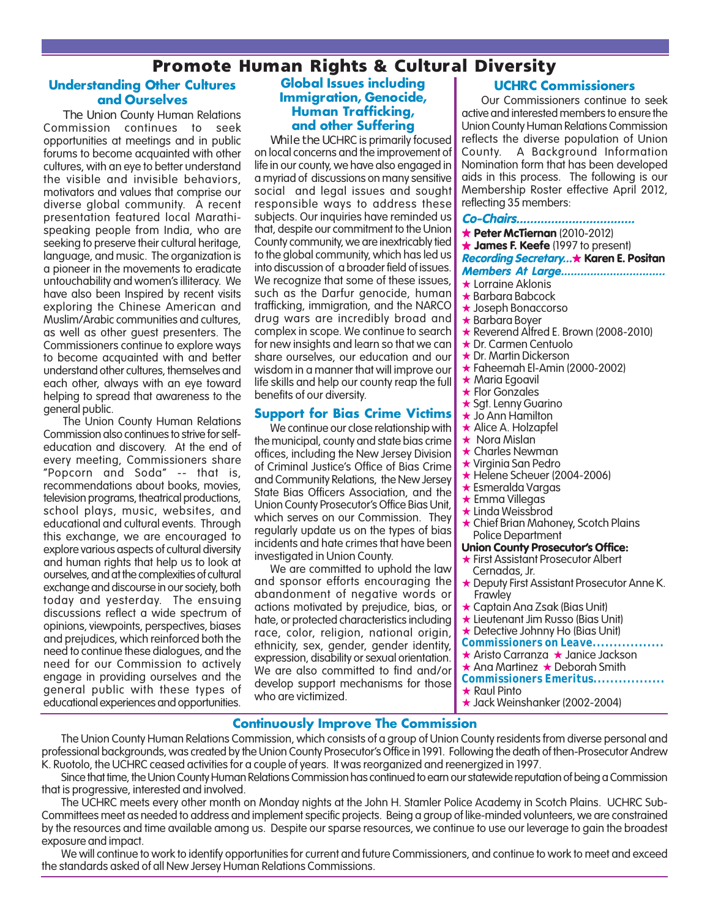# Promote Human Rights & Cultural Diversity

## Understanding Other Cultures and Ourselves

The Union County Human Relations Commission continues to seek opportunities at meetings and in public forums to become acquainted with other cultures, with an eye to better understand the visible and invisible behaviors, motivators and values that comprise our diverse global community. A recent presentation featured local Marathi-speaking people from India, who are seeking to preserve their cultural heritage, language, and music. The organization is a pioneer in the movements to eradicate untouchability and women's illiteracy. We have also been Inspired by recent visits exploring the Chinese American and Muslim/Arabic communities and cultures, as well as other guest presenters. The Commissioners continue to explore ways to become acquainted with and better understand other cultures, themselves and each other, always with an eye toward helping to spread that awareness to the general public.

The Union County Human Relations Commission also continues to strive for self-education and discovery. At the end of every meeting, Commissioners share "Popcorn and Soda" -- that is, recommendations about books, movies, television programs, theatrical productions, school plays, music, websites, and educational and cultural events. Through this exchange, we are encouraged to explore various aspects of cultural diversity and human rights that help us to look at ourselves, and at the complexities of cultural exchange and discourse in our society, both today and yesterday. The ensuing discussions reflect a wide spectrum of opinions, viewpoints, perspectives, biases and prejudices, which reinforced both the need to continue these dialogues, and the need for our Commission to actively engage in providing ourselves and the general public with these types of educational experiences and opportunities.

## Global Issues including Immigration, Genocide, Human Trafficking, and other Suffering

While the UCHRC is primarily focused on local concerns and the improvement of life in our county, we have also engaged in a myriad of discussions on many sensitive social and legal issues and sought responsible ways to address these subjects. Our inquiries have reminded us that, despite our commitment to the Union County community, we are inextricably tied to the global community, which has led us into discussion of a broader field of issues. We recognize that some of these issues, such as the Darfur genocide, human trafficking, immigration, and the NARCO drug wars are incredibly broad and complex in scope. We continue to search for new insights and learn so that we can share ourselves, our education and our wisdom in a manner that will improve our life skills and help our county reap the full benefits of our diversity.

## Support for Bias Crime Victims

We continue our close relationship with the municipal, county and state bias crime offices, including the New Jersey Division of Criminal Justice's Office of Bias Crime and Community Relations, the New Jersey State Bias Officers Association, and the Union County Prosecutor's Office Bias Unit, which serves on our Commission. They regularly update us on the types of bias incidents and hate crimes that have been investigated in Union County.

We are committed to uphold the law and sponsor efforts encouraging the abandonment of negative words or actions motivated by prejudice, bias, or hate, or protected characteristics including race, color, religion, national origin, ethnicity, sex, gender, gender identity, expression, disability or sexual orientation. We are also committed to find and/or develop support mechanisms for those who are victimized.

## UCHRC Commissioners

Our Commissioners continue to seek active and interested members to ensure the Union County Human Relations Commission reflects the diverse population of Union County. A Background Information Nomination form that has been developed aids in this process. The following is our Membership Roster effective April 2012, reflecting 35 members:

***Co-Chairs................................***

- ★ **Peter McTiernan** (2010-2012)
- ★ **James F. Keefe** (1997 to present)

***Recording Secretary...*** ★ **Karen E. Positan**

***Members At Large...............................***

- ★ Lorraine Aklonis
- ★ Barbara Babcock
- ★ Joseph Bonaccorso
- ★ Barbara Boyer
- ★ Reverend Alfred E. Brown (2008-2010)
- ★ Dr. Carmen Centuolo
- ★ Dr. Martin Dickerson
- ★ Faheemah El-Amin (2000-2002)
- ★ Maria Egoavil
- ★ Flor Gonzales
- ★ Sgt. Lenny Guarino
- ★ Jo Ann Hamilton
- ★ Alice A. Holzapfel
- ★ Nora Mislan
- ★ Charles Newman
- ★ Virginia San Pedro
- ★ Helene Scheuer (2004-2006)
- ★ Esmeralda Vargas
- ★ Emma Villegas
- ★ Linda Weissbrod
- ★ Chief Brian Mahoney, Scotch Plains Police Department

**Union County Prosecutor's Office:**

- ★ First Assistant Prosecutor Albert Cernadas, Jr.
- ★ Deputy First Assistant Prosecutor Anne K. Frawley
- ★ Captain Ana Zsak (Bias Unit)
- ★ Lieutenant Jim Russo (Bias Unit)
- ★ Detective Johnny Ho (Bias Unit)

**Commissioners on Leave.................**

- ★ Aristo Carranza ★ Janice Jackson
- ★ Ana Martinez ★ Deborah Smith

**Commissioners Emeritus.................**

- ★ Raul Pinto
- ★ Jack Weinshanker (2002-2004)

## Continuously Improve The Commission

The Union County Human Relations Commission, which consists of a group of Union County residents from diverse personal and professional backgrounds, was created by the Union County Prosecutor's Office in 1991. Following the death of then-Prosecutor Andrew K. Ruotolo, the UCHRC ceased activities for a couple of years. It was reorganized and reenergized in 1997.

Since that time, the Union County Human Relations Commission has continued to earn our statewide reputation of being a Commission that is progressive, interested and involved.

The UCHRC meets every other month on Monday nights at the John H. Stamler Police Academy in Scotch Plains. UCHRC Sub-Committees meet as needed to address and implement specific projects. Being a group of like-minded volunteers, we are constrained by the resources and time available among us. Despite our sparse resources, we continue to use our leverage to gain the broadest exposure and impact.

We will continue to work to identify opportunities for current and future Commissioners, and continue to work to meet and exceed the standards asked of all New Jersey Human Relations Commissions.